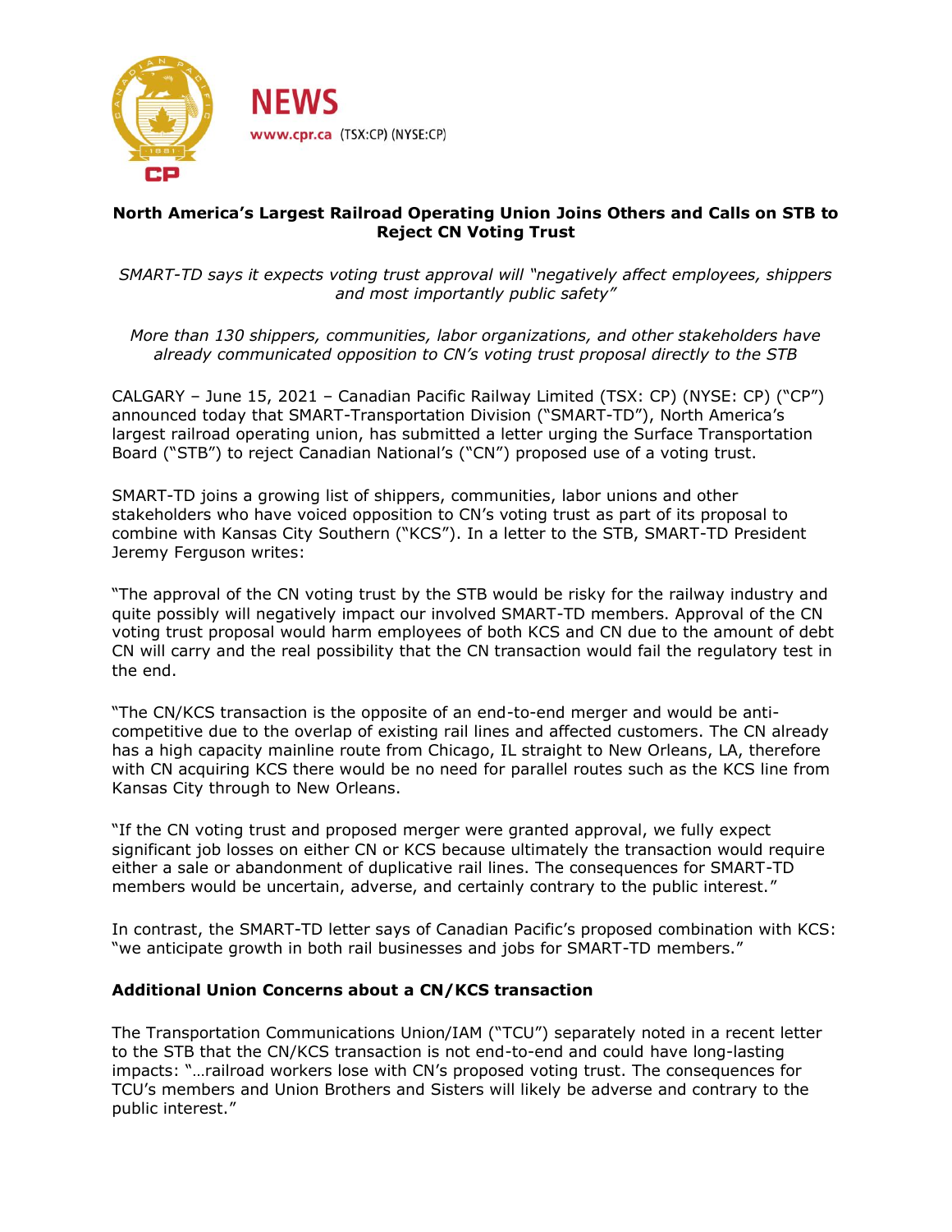**NEWS**

www.cpr.ca (TSX:CP) (NYSE:CP)

# North America's Largest Railroad Operating Union Joins Others and Calls on STB to Reject CN Voting Trust

*SMART-TD says it expects voting trust approval will "negatively affect employees, shippers and most importantly public safety"*

*More than 130 shippers, communities, labor organizations, and other stakeholders have already communicated opposition to CN's voting trust proposal directly to the STB*

CALGARY – June 15, 2021 – Canadian Pacific Railway Limited (TSX: CP) (NYSE: CP) ("CP") announced today that SMART-Transportation Division ("SMART-TD"), North America's largest railroad operating union, has submitted a letter urging the Surface Transportation Board ("STB") to reject Canadian National's ("CN") proposed use of a voting trust.

SMART-TD joins a growing list of shippers, communities, labor unions and other stakeholders who have voiced opposition to CN's voting trust as part of its proposal to combine with Kansas City Southern ("KCS"). In a letter to the STB, SMART-TD President Jeremy Ferguson writes:

"The approval of the CN voting trust by the STB would be risky for the railway industry and quite possibly will negatively impact our involved SMART-TD members. Approval of the CN voting trust proposal would harm employees of both KCS and CN due to the amount of debt CN will carry and the real possibility that the CN transaction would fail the regulatory test in the end.

"The CN/KCS transaction is the opposite of an end-to-end merger and would be anti-competitive due to the overlap of existing rail lines and affected customers. The CN already has a high capacity mainline route from Chicago, IL straight to New Orleans, LA, therefore with CN acquiring KCS there would be no need for parallel routes such as the KCS line from Kansas City through to New Orleans.

"If the CN voting trust and proposed merger were granted approval, we fully expect significant job losses on either CN or KCS because ultimately the transaction would require either a sale or abandonment of duplicative rail lines. The consequences for SMART-TD members would be uncertain, adverse, and certainly contrary to the public interest."

In contrast, the SMART-TD letter says of Canadian Pacific's proposed combination with KCS: "we anticipate growth in both rail businesses and jobs for SMART-TD members."

## Additional Union Concerns about a CN/KCS transaction

The Transportation Communications Union/IAM ("TCU") separately noted in a recent letter to the STB that the CN/KCS transaction is not end-to-end and could have long-lasting impacts: "…railroad workers lose with CN's proposed voting trust. The consequences for TCU's members and Union Brothers and Sisters will likely be adverse and contrary to the public interest."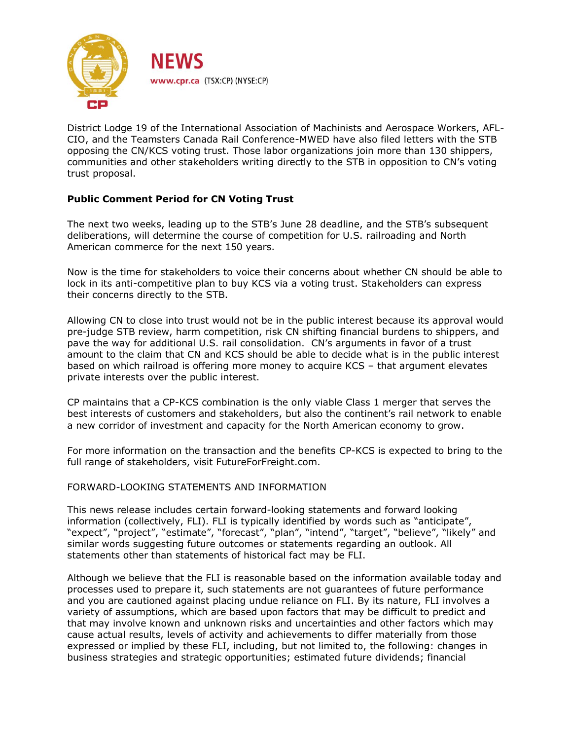District Lodge 19 of the International Association of Machinists and Aerospace Workers, AFL-CIO, and the Teamsters Canada Rail Conference-MWED have also filed letters with the STB opposing the CN/KCS voting trust. Those labor organizations join more than 130 shippers, communities and other stakeholders writing directly to the STB in opposition to CN's voting trust proposal.

**Public Comment Period for CN Voting Trust**

The next two weeks, leading up to the STB's June 28 deadline, and the STB's subsequent deliberations, will determine the course of competition for U.S. railroading and North American commerce for the next 150 years.

Now is the time for stakeholders to voice their concerns about whether CN should be able to lock in its anti-competitive plan to buy KCS via a voting trust. Stakeholders can express their concerns directly to the STB.

Allowing CN to close into trust would not be in the public interest because its approval would pre-judge STB review, harm competition, risk CN shifting financial burdens to shippers, and pave the way for additional U.S. rail consolidation. CN's arguments in favor of a trust amount to the claim that CN and KCS should be able to decide what is in the public interest based on which railroad is offering more money to acquire KCS – that argument elevates private interests over the public interest.

CP maintains that a CP-KCS combination is the only viable Class 1 merger that serves the best interests of customers and stakeholders, but also the continent's rail network to enable a new corridor of investment and capacity for the North American economy to grow.

For more information on the transaction and the benefits CP-KCS is expected to bring to the full range of stakeholders, visit FutureForFreight.com.

FORWARD-LOOKING STATEMENTS AND INFORMATION

This news release includes certain forward-looking statements and forward looking information (collectively, FLI). FLI is typically identified by words such as "anticipate", "expect", "project", "estimate", "forecast", "plan", "intend", "target", "believe", "likely" and similar words suggesting future outcomes or statements regarding an outlook. All statements other than statements of historical fact may be FLI.

Although we believe that the FLI is reasonable based on the information available today and processes used to prepare it, such statements are not guarantees of future performance and you are cautioned against placing undue reliance on FLI. By its nature, FLI involves a variety of assumptions, which are based upon factors that may be difficult to predict and that may involve known and unknown risks and uncertainties and other factors which may cause actual results, levels of activity and achievements to differ materially from those expressed or implied by these FLI, including, but not limited to, the following: changes in business strategies and strategic opportunities; estimated future dividends; financial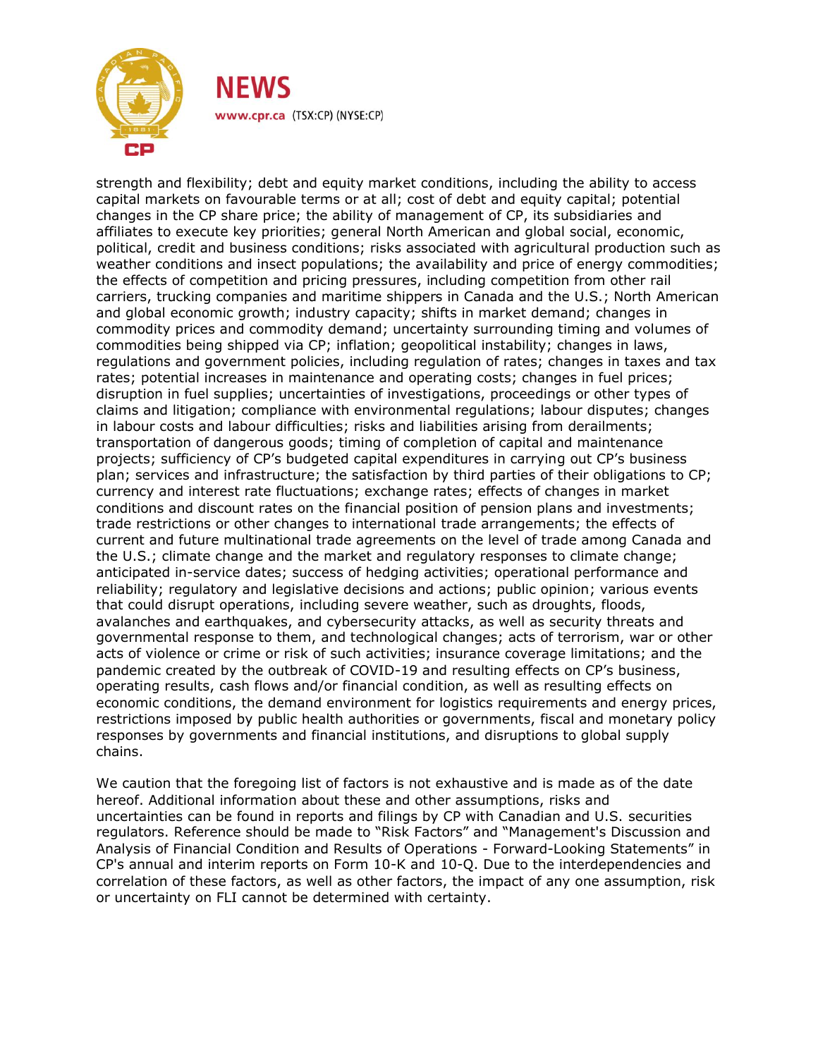strength and flexibility; debt and equity market conditions, including the ability to access capital markets on favourable terms or at all; cost of debt and equity capital; potential changes in the CP share price; the ability of management of CP, its subsidiaries and affiliates to execute key priorities; general North American and global social, economic, political, credit and business conditions; risks associated with agricultural production such as weather conditions and insect populations; the availability and price of energy commodities; the effects of competition and pricing pressures, including competition from other rail carriers, trucking companies and maritime shippers in Canada and the U.S.; North American and global economic growth; industry capacity; shifts in market demand; changes in commodity prices and commodity demand; uncertainty surrounding timing and volumes of commodities being shipped via CP; inflation; geopolitical instability; changes in laws, regulations and government policies, including regulation of rates; changes in taxes and tax rates; potential increases in maintenance and operating costs; changes in fuel prices; disruption in fuel supplies; uncertainties of investigations, proceedings or other types of claims and litigation; compliance with environmental regulations; labour disputes; changes in labour costs and labour difficulties; risks and liabilities arising from derailments; transportation of dangerous goods; timing of completion of capital and maintenance projects; sufficiency of CP's budgeted capital expenditures in carrying out CP's business plan; services and infrastructure; the satisfaction by third parties of their obligations to CP; currency and interest rate fluctuations; exchange rates; effects of changes in market conditions and discount rates on the financial position of pension plans and investments; trade restrictions or other changes to international trade arrangements; the effects of current and future multinational trade agreements on the level of trade among Canada and the U.S.; climate change and the market and regulatory responses to climate change; anticipated in-service dates; success of hedging activities; operational performance and reliability; regulatory and legislative decisions and actions; public opinion; various events that could disrupt operations, including severe weather, such as droughts, floods, avalanches and earthquakes, and cybersecurity attacks, as well as security threats and governmental response to them, and technological changes; acts of terrorism, war or other acts of violence or crime or risk of such activities; insurance coverage limitations; and the pandemic created by the outbreak of COVID-19 and resulting effects on CP's business, operating results, cash flows and/or financial condition, as well as resulting effects on economic conditions, the demand environment for logistics requirements and energy prices, restrictions imposed by public health authorities or governments, fiscal and monetary policy responses by governments and financial institutions, and disruptions to global supply chains.

We caution that the foregoing list of factors is not exhaustive and is made as of the date hereof. Additional information about these and other assumptions, risks and uncertainties can be found in reports and filings by CP with Canadian and U.S. securities regulators. Reference should be made to "Risk Factors" and "Management's Discussion and Analysis of Financial Condition and Results of Operations - Forward-Looking Statements" in CP's annual and interim reports on Form 10-K and 10-Q. Due to the interdependencies and correlation of these factors, as well as other factors, the impact of any one assumption, risk or uncertainty on FLI cannot be determined with certainty.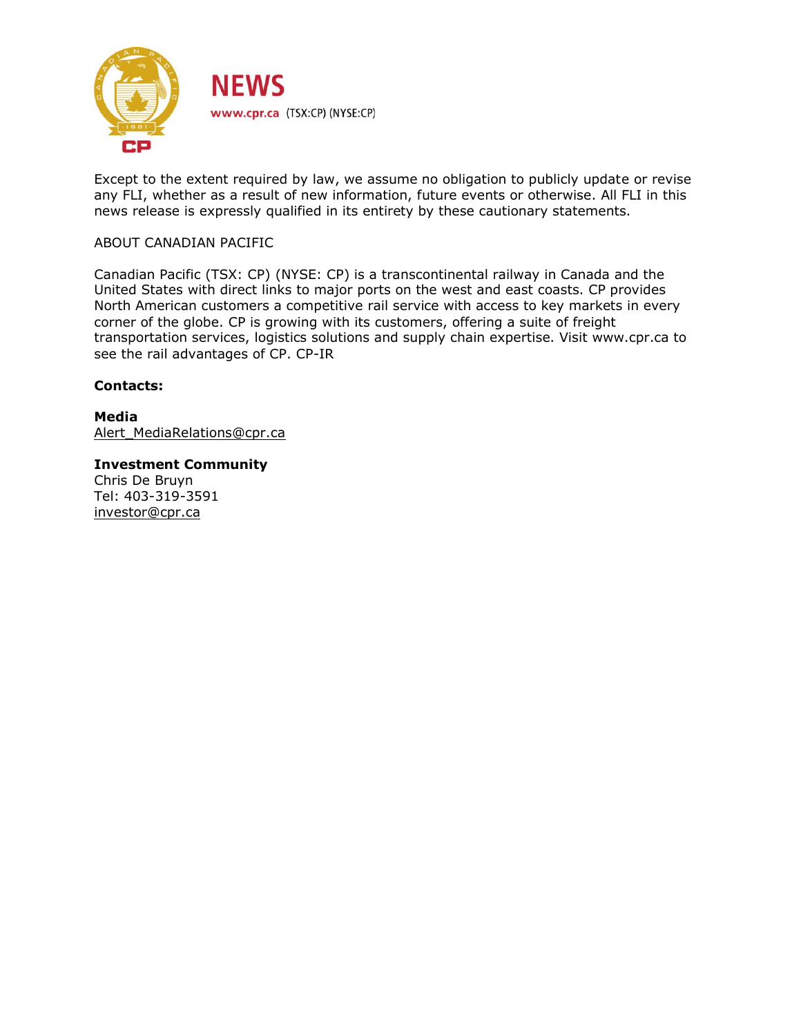Except to the extent required by law, we assume no obligation to publicly update or revise any FLI, whether as a result of new information, future events or otherwise. All FLI in this news release is expressly qualified in its entirety by these cautionary statements.

ABOUT CANADIAN PACIFIC

Canadian Pacific (TSX: CP) (NYSE: CP) is a transcontinental railway in Canada and the United States with direct links to major ports on the west and east coasts. CP provides North American customers a competitive rail service with access to key markets in every corner of the globe. CP is growing with its customers, offering a suite of freight transportation services, logistics solutions and supply chain expertise. Visit www.cpr.ca to see the rail advantages of CP. CP-IR

**Contacts:**

**Media**
Alert_MediaRelations@cpr.ca

**Investment Community**
Chris De Bruyn
Tel: 403-319-3591
investor@cpr.ca